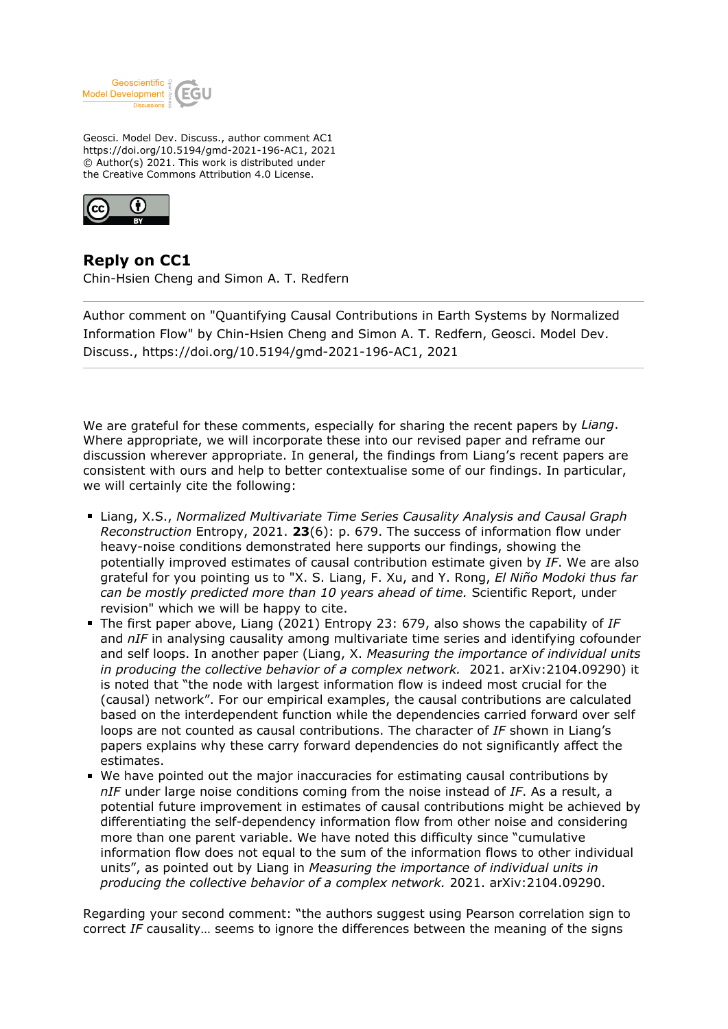Geosci. Model Dev. Discuss., author comment AC1
https://doi.org/10.5194/gmd-2021-196-AC1, 2021
© Author(s) 2021. This work is distributed under
the Creative Commons Attribution 4.0 License.

## Reply on CC1

Chin-Hsien Cheng and Simon A. T. Redfern

---

Author comment on "Quantifying Causal Contributions in Earth Systems by Normalized Information Flow" by Chin-Hsien Cheng and Simon A. T. Redfern, Geosci. Model Dev. Discuss., https://doi.org/10.5194/gmd-2021-196-AC1, 2021

---

We are grateful for these comments, especially for sharing the recent papers by *Liang*. Where appropriate, we will incorporate these into our revised paper and reframe our discussion wherever appropriate. In general, the findings from Liang's recent papers are consistent with ours and help to better contextualise some of our findings. In particular, we will certainly cite the following:

- Liang, X.S., *Normalized Multivariate Time Series Causality Analysis and Causal Graph Reconstruction* Entropy, 2021. **23**(6): p. 679. The success of information flow under heavy-noise conditions demonstrated here supports our findings, showing the potentially improved estimates of causal contribution estimate given by *IF*. We are also grateful for you pointing us to "X. S. Liang, F. Xu, and Y. Rong, *El Niño Modoki thus far can be mostly predicted more than 10 years ahead of time.* Scientific Report, under revision" which we will be happy to cite.
- The first paper above, Liang (2021) Entropy 23: 679, also shows the capability of *IF* and *nIF* in analysing causality among multivariate time series and identifying cofounder and self loops. In another paper (Liang, X. *Measuring the importance of individual units in producing the collective behavior of a complex network.* 2021. arXiv:2104.09290) it is noted that "the node with largest information flow is indeed most crucial for the (causal) network". For our empirical examples, the causal contributions are calculated based on the interdependent function while the dependencies carried forward over self loops are not counted as causal contributions. The character of *IF* shown in Liang's papers explains why these carry forward dependencies do not significantly affect the estimates.
- We have pointed out the major inaccuracies for estimating causal contributions by *nIF* under large noise conditions coming from the noise instead of *IF*. As a result, a potential future improvement in estimates of causal contributions might be achieved by differentiating the self-dependency information flow from other noise and considering more than one parent variable. We have noted this difficulty since "cumulative information flow does not equal to the sum of the information flows to other individual units", as pointed out by Liang in *Measuring the importance of individual units in producing the collective behavior of a complex network.* 2021. arXiv:2104.09290.

Regarding your second comment: "the authors suggest using Pearson correlation sign to correct *IF* causality… seems to ignore the differences between the meaning of the signs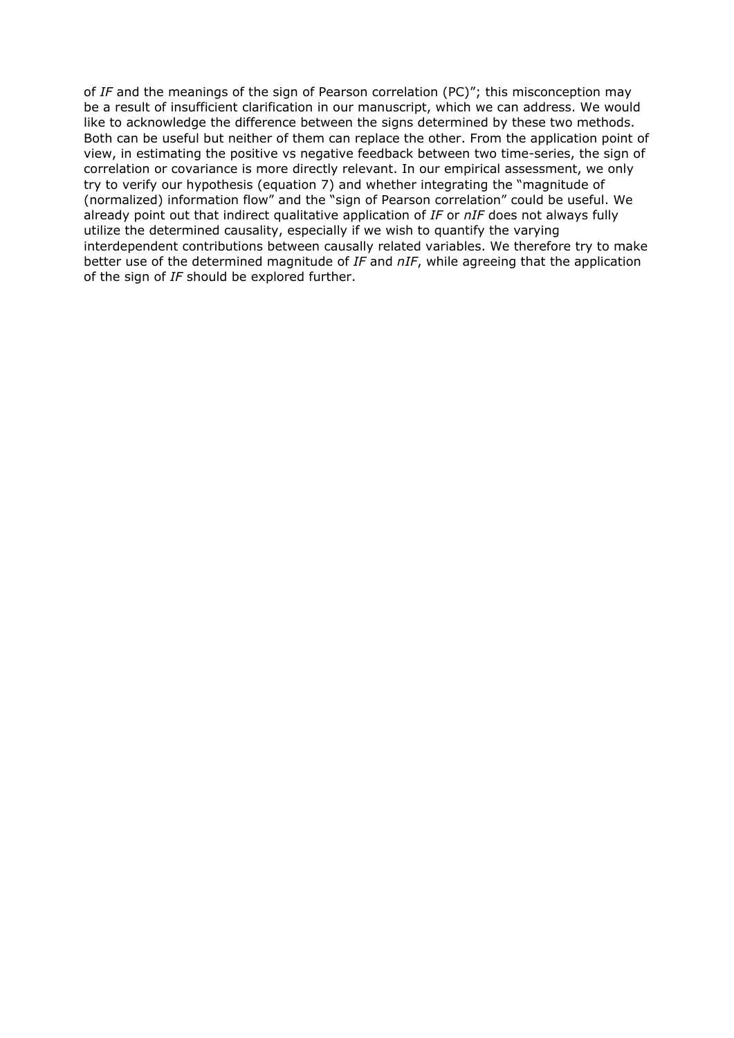of *IF* and the meanings of the sign of Pearson correlation (PC)"; this misconception may be a result of insufficient clarification in our manuscript, which we can address. We would like to acknowledge the difference between the signs determined by these two methods. Both can be useful but neither of them can replace the other. From the application point of view, in estimating the positive vs negative feedback between two time-series, the sign of correlation or covariance is more directly relevant. In our empirical assessment, we only try to verify our hypothesis (equation 7) and whether integrating the "magnitude of (normalized) information flow" and the "sign of Pearson correlation" could be useful. We already point out that indirect qualitative application of *IF* or *nIF* does not always fully utilize the determined causality, especially if we wish to quantify the varying interdependent contributions between causally related variables. We therefore try to make better use of the determined magnitude of *IF* and *nIF*, while agreeing that the application of the sign of *IF* should be explored further.